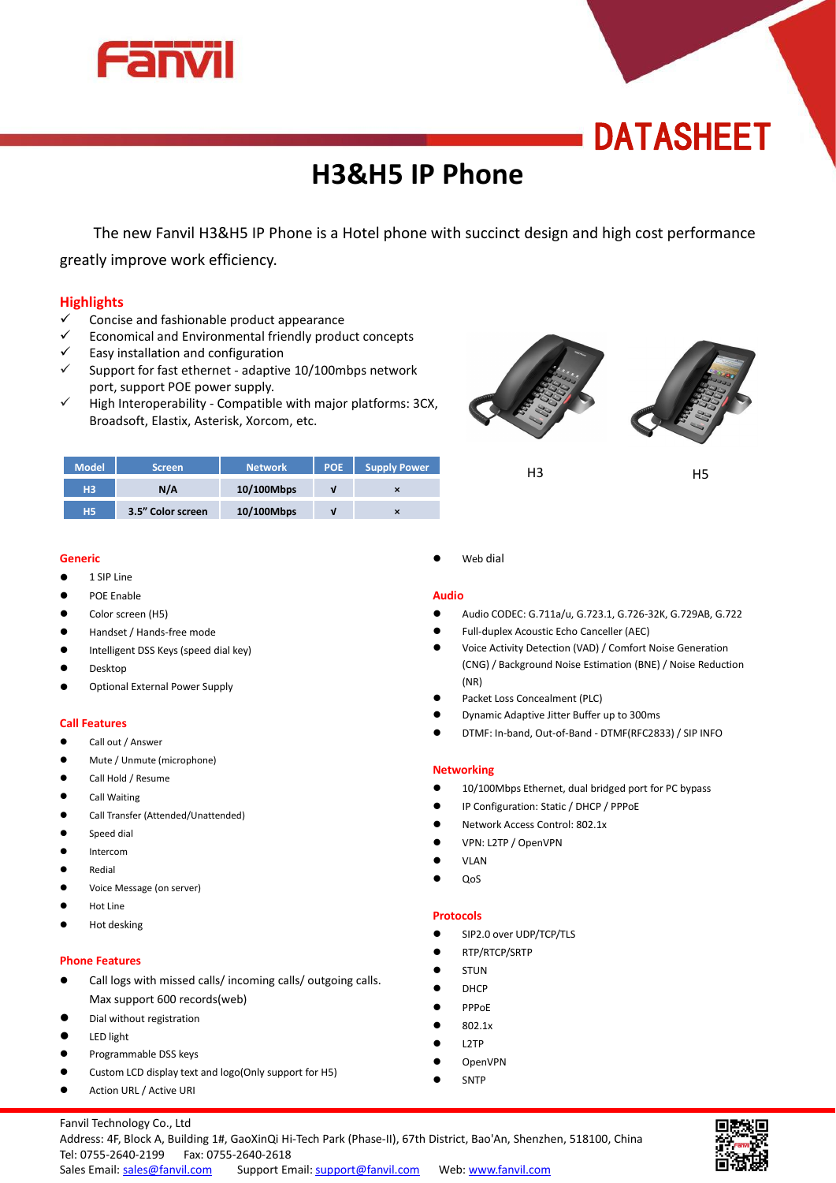# Fanvil

## DATASHEET

# H3&H5 IP Phone

The new Fanvil H3&H5 IP Phone is a Hotel phone with succinct design and high cost performance greatly improve work efficiency.

## Highlights

- ✓ Concise and fashionable product appearance
- ✓ Economical and Environmental friendly product concepts
- ✓ Easy installation and configuration
- ✓ Support for fast ethernet - adaptive 10/100mbps network port, support POE power supply.
- ✓ High Interoperability - Compatible with major platforms: 3CX, Broadsoft, Elastix, Asterisk, Xorcom, etc.

| Model | Screen | Network | POE | Supply Power |
|---|---|---|---|---|
| H3 | N/A | 10/100Mbps | √ | × |
| H5 | 3.5" Color screen | 10/100Mbps | √ | × |

H3 H5

### Generic

- 1 SIP Line
- POE Enable
- Color screen (H5)
- Handset / Hands-free mode
- Intelligent DSS Keys (speed dial key)
- Desktop
- Optional External Power Supply

### Call Features

- Call out / Answer
- Mute / Unmute (microphone)
- Call Hold / Resume
- Call Waiting
- Call Transfer (Attended/Unattended)
- Speed dial
- Intercom
- Redial
- Voice Message (on server)
- Hot Line
- Hot desking

### Phone Features

- Call logs with missed calls/ incoming calls/ outgoing calls. Max support 600 records(web)
- Dial without registration
- LED light
- Programmable DSS keys
- Custom LCD display text and logo(Only support for H5)
- Action URL / Active URI
- Web dial

### Audio

- Audio CODEC: G.711a/u, G.723.1, G.726-32K, G.729AB, G.722
- Full-duplex Acoustic Echo Canceller (AEC)
- Voice Activity Detection (VAD) / Comfort Noise Generation (CNG) / Background Noise Estimation (BNE) / Noise Reduction (NR)
- Packet Loss Concealment (PLC)
- Dynamic Adaptive Jitter Buffer up to 300ms
- DTMF: In-band, Out-of-Band - DTMF(RFC2833) / SIP INFO

### Networking

- 10/100Mbps Ethernet, dual bridged port for PC bypass
- IP Configuration: Static / DHCP / PPPoE
- Network Access Control: 802.1x
- VPN: L2TP / OpenVPN
- VLAN
- QoS

### Protocols

- SIP2.0 over UDP/TCP/TLS
- RTP/RTCP/SRTP
- STUN
- DHCP
- PPPoE
- 802.1x
- L2TP
- OpenVPN
- SNTP

Fanvil Technology Co., Ltd
Address: 4F, Block A, Building 1#, GaoXinQi Hi-Tech Park (Phase-II), 67th District, Bao'An, Shenzhen, 518100, China
Tel: 0755-2640-2199 Fax: 0755-2640-2618
Sales Email: sales@fanvil.com Support Email: support@fanvil.com Web: www.fanvil.com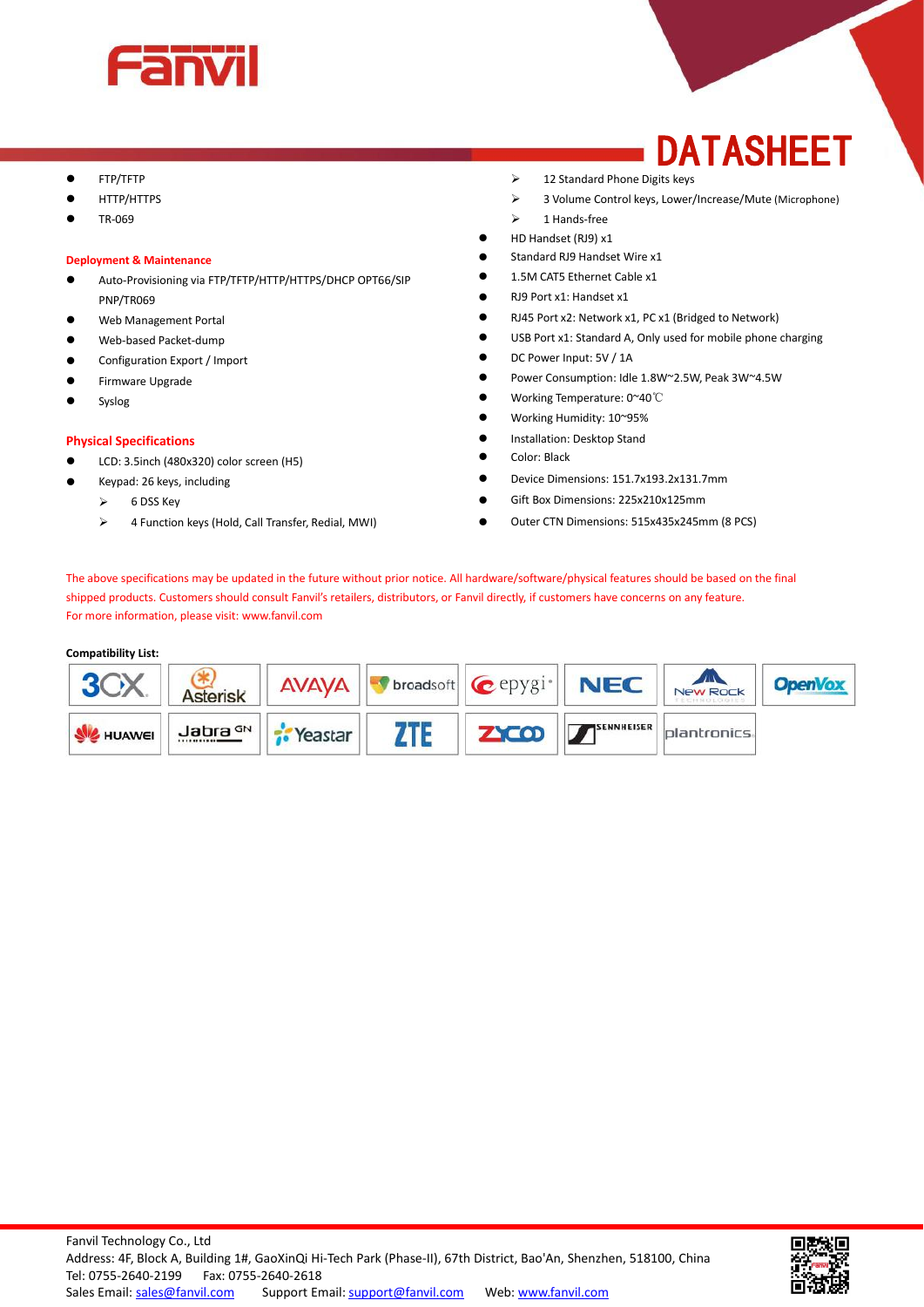- FTP/TFTP
- HTTP/HTTPS
- TR-069

**Deployment & Maintenance**

- Auto-Provisioning via FTP/TFTP/HTTP/HTTPS/DHCP OPT66/SIP PNP/TR069
- Web Management Portal
- Web-based Packet-dump
- Configuration Export / Import
- Firmware Upgrade
- Syslog

**Physical Specifications**

- LCD: 3.5inch (480x320) color screen (H5)
- Keypad: 26 keys, including
  - 6 DSS Key
  - 4 Function keys (Hold, Call Transfer, Redial, MWI)
  - 12 Standard Phone Digits keys
  - 3 Volume Control keys, Lower/Increase/Mute (Microphone)
  - 1 Hands-free
- HD Handset (RJ9) x1
- Standard RJ9 Handset Wire x1
- 1.5M CAT5 Ethernet Cable x1
- RJ9 Port x1: Handset x1
- RJ45 Port x2: Network x1, PC x1 (Bridged to Network)
- USB Port x1: Standard A, Only used for mobile phone charging
- DC Power Input: 5V / 1A
- Power Consumption: Idle 1.8W~2.5W, Peak 3W~4.5W
- Working Temperature: 0~40℃
- Working Humidity: 10~95%
- Installation: Desktop Stand
- Color: Black
- Device Dimensions: 151.7x193.2x131.7mm
- Gift Box Dimensions: 225x210x125mm
- Outer CTN Dimensions: 515x435x245mm (8 PCS)

The above specifications may be updated in the future without prior notice. All hardware/software/physical features should be based on the final shipped products. Customers should consult Fanvil's retailers, distributors, or Fanvil directly, if customers have concerns on any feature.
For more information, please visit: www.fanvil.com

**Compatibility List:**

3CX, Asterisk, AVAYA, broadsoft, epygi, NEC, New Rock, OpenVox, HUAWEI, Jabra GN, Yeastar, ZTE, ZYCOO, SENNHEISER, plantronics

Fanvil Technology Co., Ltd
Address: 4F, Block A, Building 1#, GaoXinQi Hi-Tech Park (Phase-II), 67th District, Bao'An, Shenzhen, 518100, China
Tel: 0755-2640-2199 Fax: 0755-2640-2618
Sales Email: sales@fanvil.com Support Email: support@fanvil.com Web: www.fanvil.com